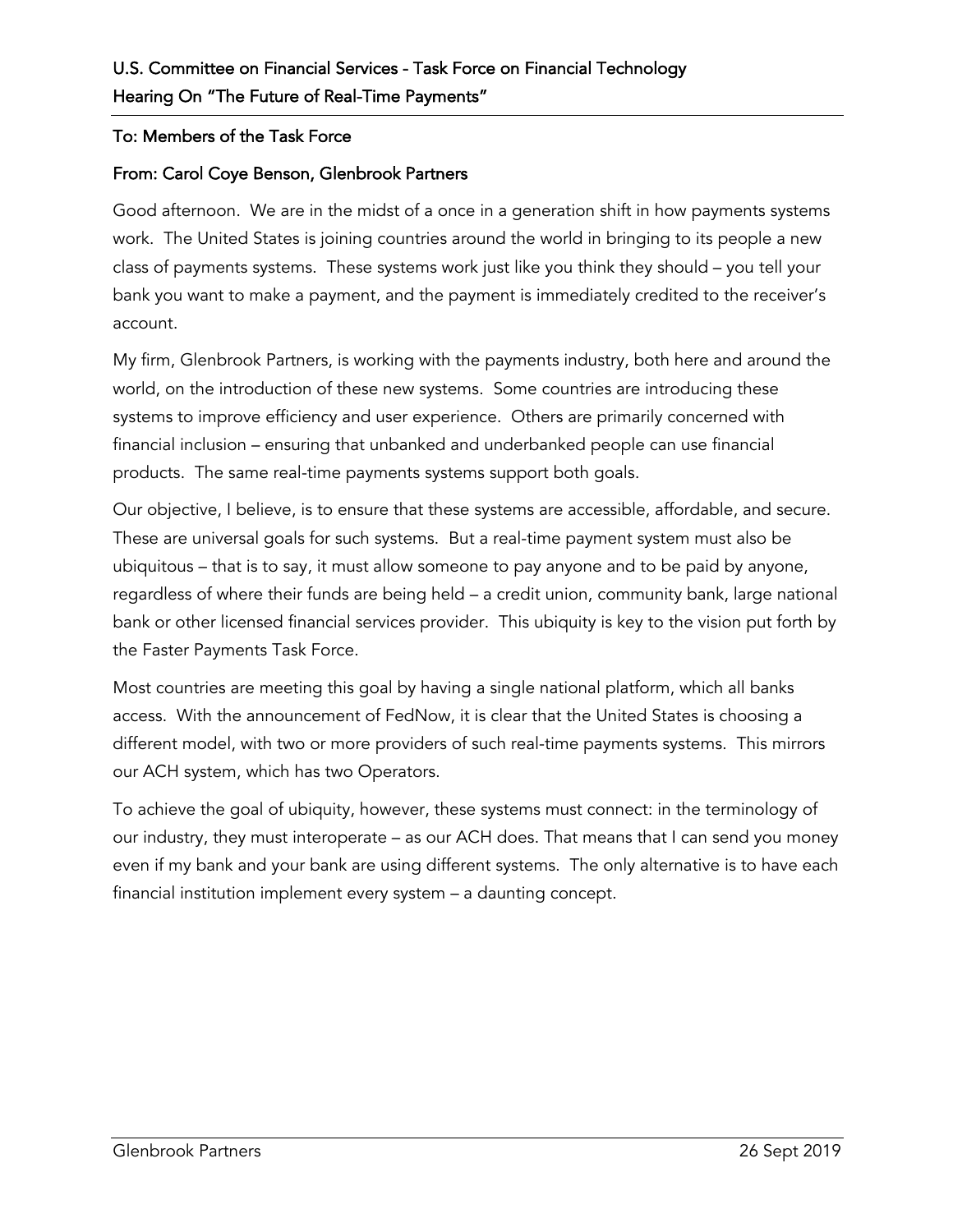## U.S. Committee on Financial Services - Task Force on Financial Technology
## Hearing On "The Future of Real-Time Payments"

**To: Members of the Task Force**

**From: Carol Coye Benson, Glenbrook Partners**

Good afternoon. We are in the midst of a once in a generation shift in how payments systems work. The United States is joining countries around the world in bringing to its people a new class of payments systems. These systems work just like you think they should – you tell your bank you want to make a payment, and the payment is immediately credited to the receiver's account.

My firm, Glenbrook Partners, is working with the payments industry, both here and around the world, on the introduction of these new systems. Some countries are introducing these systems to improve efficiency and user experience. Others are primarily concerned with financial inclusion – ensuring that unbanked and underbanked people can use financial products. The same real-time payments systems support both goals.

Our objective, I believe, is to ensure that these systems are accessible, affordable, and secure. These are universal goals for such systems. But a real-time payment system must also be ubiquitous – that is to say, it must allow someone to pay anyone and to be paid by anyone, regardless of where their funds are being held – a credit union, community bank, large national bank or other licensed financial services provider. This ubiquity is key to the vision put forth by the Faster Payments Task Force.

Most countries are meeting this goal by having a single national platform, which all banks access. With the announcement of FedNow, it is clear that the United States is choosing a different model, with two or more providers of such real-time payments systems. This mirrors our ACH system, which has two Operators.

To achieve the goal of ubiquity, however, these systems must connect: in the terminology of our industry, they must interoperate – as our ACH does. That means that I can send you money even if my bank and your bank are using different systems. The only alternative is to have each financial institution implement every system – a daunting concept.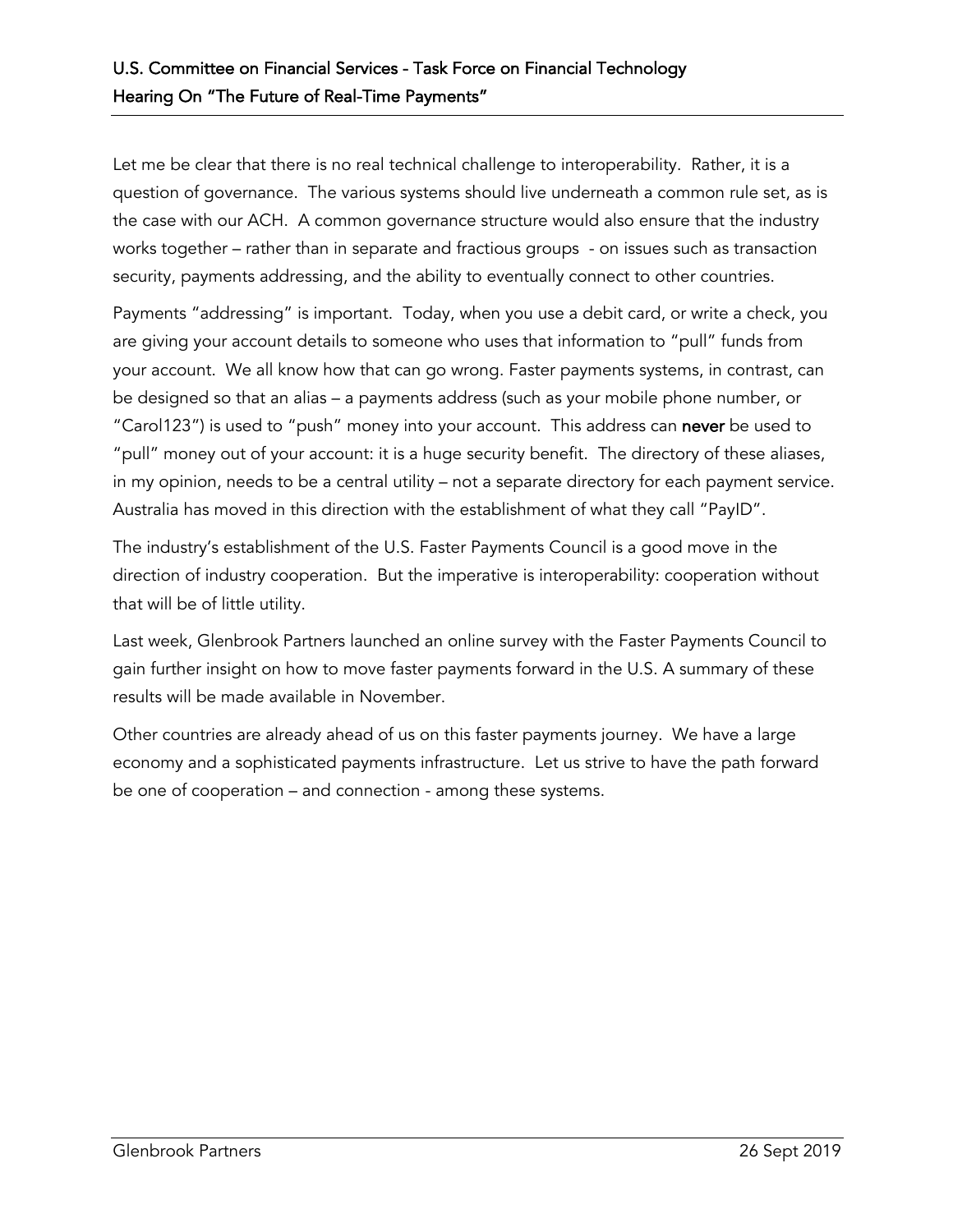Let me be clear that there is no real technical challenge to interoperability. Rather, it is a question of governance. The various systems should live underneath a common rule set, as is the case with our ACH. A common governance structure would also ensure that the industry works together – rather than in separate and fractious groups - on issues such as transaction security, payments addressing, and the ability to eventually connect to other countries.

Payments "addressing" is important. Today, when you use a debit card, or write a check, you are giving your account details to someone who uses that information to "pull" funds from your account. We all know how that can go wrong. Faster payments systems, in contrast, can be designed so that an alias – a payments address (such as your mobile phone number, or "Carol123") is used to "push" money into your account. This address can **never** be used to "pull" money out of your account: it is a huge security benefit. The directory of these aliases, in my opinion, needs to be a central utility – not a separate directory for each payment service. Australia has moved in this direction with the establishment of what they call "PayID".

The industry's establishment of the U.S. Faster Payments Council is a good move in the direction of industry cooperation. But the imperative is interoperability: cooperation without that will be of little utility.

Last week, Glenbrook Partners launched an online survey with the Faster Payments Council to gain further insight on how to move faster payments forward in the U.S. A summary of these results will be made available in November.

Other countries are already ahead of us on this faster payments journey. We have a large economy and a sophisticated payments infrastructure. Let us strive to have the path forward be one of cooperation – and connection - among these systems.